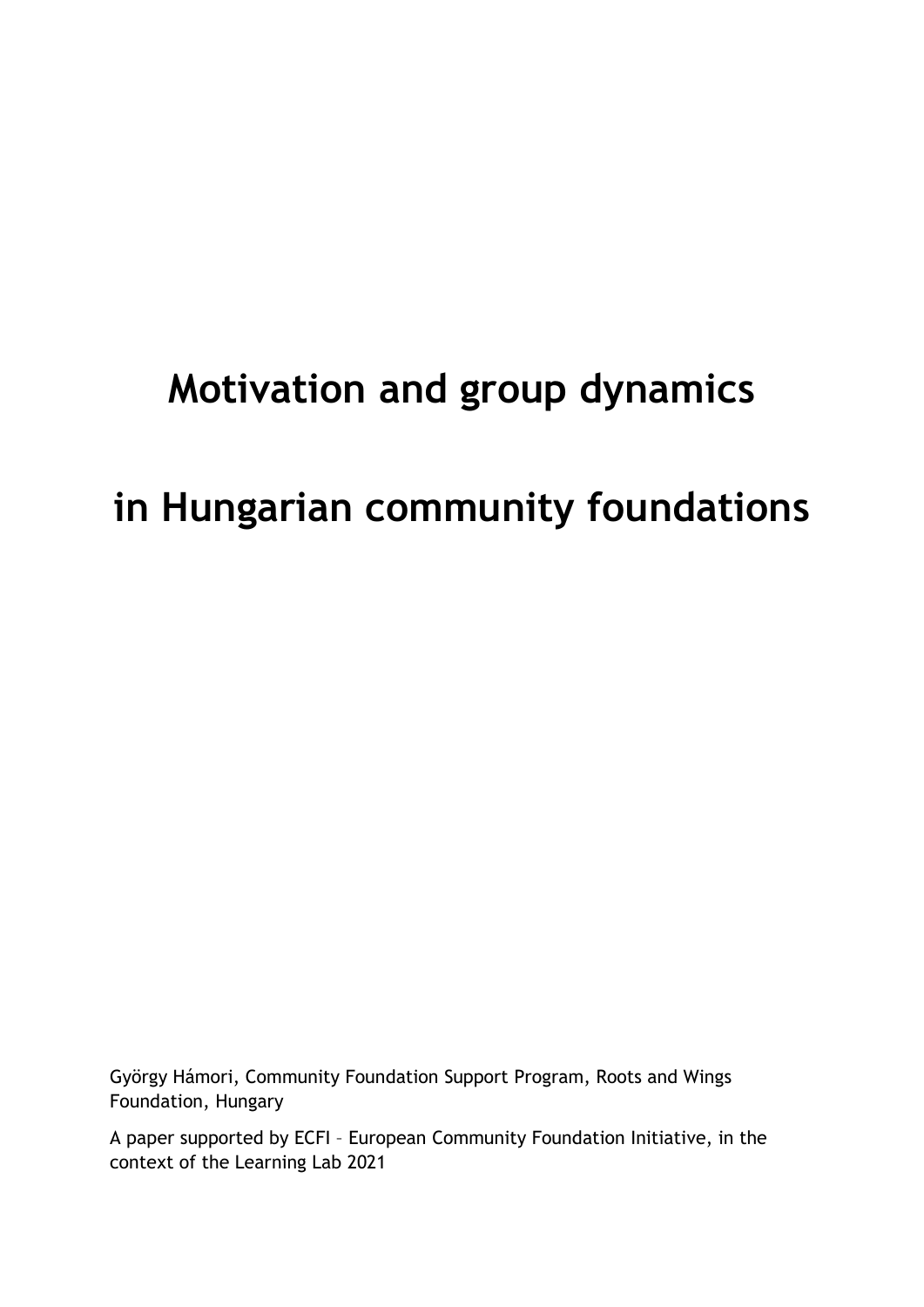# Motivation and group dynamics

# in Hungarian community foundations

György Hámori, Community Foundation Support Program, Roots and Wings Foundation, Hungary

A paper supported by ECFI – European Community Foundation Initiative, in the context of the Learning Lab 2021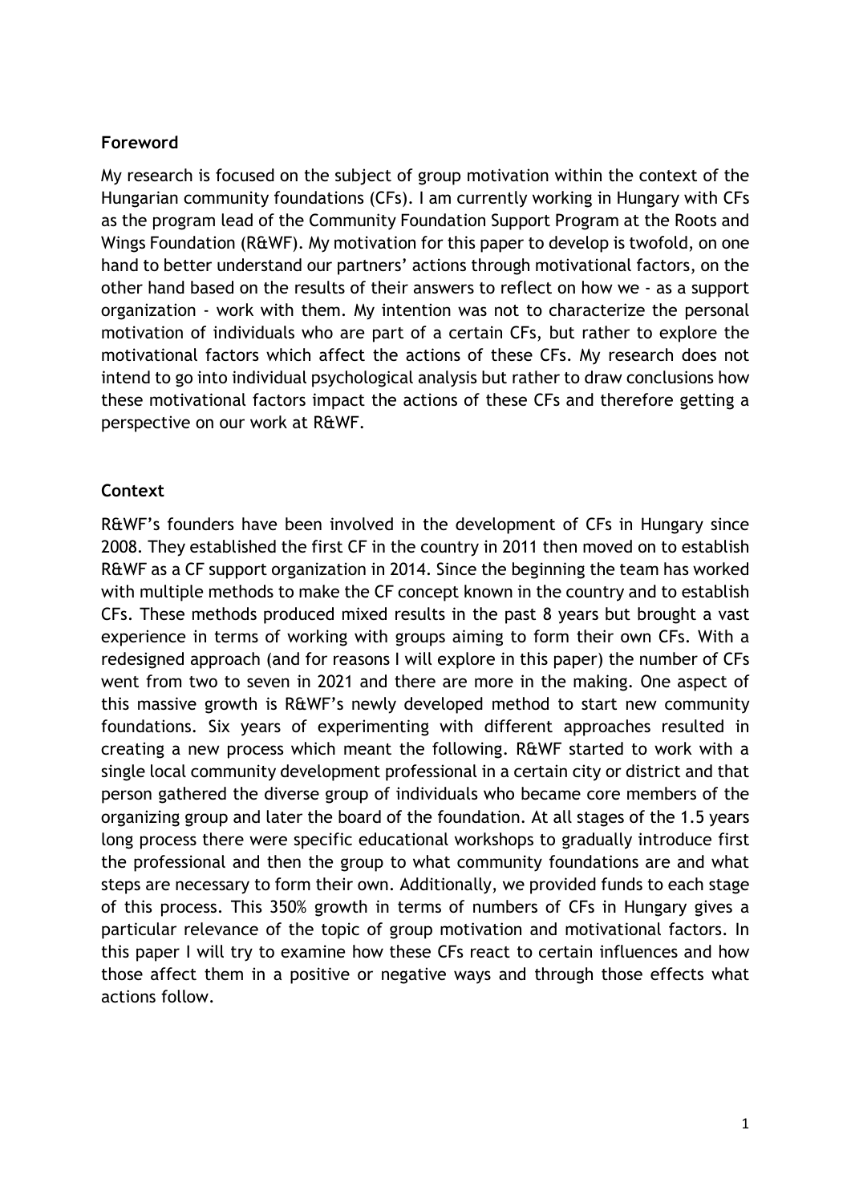## Foreword

My research is focused on the subject of group motivation within the context of the Hungarian community foundations (CFs). I am currently working in Hungary with CFs as the program lead of the Community Foundation Support Program at the Roots and Wings Foundation (R&WF). My motivation for this paper to develop is twofold, on one hand to better understand our partners' actions through motivational factors, on the other hand based on the results of their answers to reflect on how we - as a support organization - work with them. My intention was not to characterize the personal motivation of individuals who are part of a certain CFs, but rather to explore the motivational factors which affect the actions of these CFs. My research does not intend to go into individual psychological analysis but rather to draw conclusions how these motivational factors impact the actions of these CFs and therefore getting a perspective on our work at R&WF.

## Context

R&WF's founders have been involved in the development of CFs in Hungary since 2008. They established the first CF in the country in 2011 then moved on to establish R&WF as a CF support organization in 2014. Since the beginning the team has worked with multiple methods to make the CF concept known in the country and to establish CFs. These methods produced mixed results in the past 8 years but brought a vast experience in terms of working with groups aiming to form their own CFs. With a redesigned approach (and for reasons I will explore in this paper) the number of CFs went from two to seven in 2021 and there are more in the making. One aspect of this massive growth is R&WF's newly developed method to start new community foundations. Six years of experimenting with different approaches resulted in creating a new process which meant the following. R&WF started to work with a single local community development professional in a certain city or district and that person gathered the diverse group of individuals who became core members of the organizing group and later the board of the foundation. At all stages of the 1.5 years long process there were specific educational workshops to gradually introduce first the professional and then the group to what community foundations are and what steps are necessary to form their own. Additionally, we provided funds to each stage of this process. This 350% growth in terms of numbers of CFs in Hungary gives a particular relevance of the topic of group motivation and motivational factors. In this paper I will try to examine how these CFs react to certain influences and how those affect them in a positive or negative ways and through those effects what actions follow.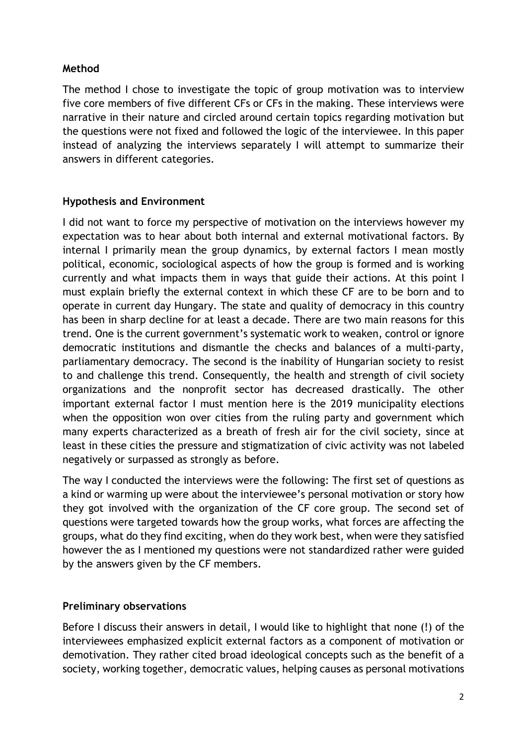**Method**

The method I chose to investigate the topic of group motivation was to interview five core members of five different CFs or CFs in the making. These interviews were narrative in their nature and circled around certain topics regarding motivation but the questions were not fixed and followed the logic of the interviewee. In this paper instead of analyzing the interviews separately I will attempt to summarize their answers in different categories.

**Hypothesis and Environment**

I did not want to force my perspective of motivation on the interviews however my expectation was to hear about both internal and external motivational factors. By internal I primarily mean the group dynamics, by external factors I mean mostly political, economic, sociological aspects of how the group is formed and is working currently and what impacts them in ways that guide their actions. At this point I must explain briefly the external context in which these CF are to be born and to operate in current day Hungary. The state and quality of democracy in this country has been in sharp decline for at least a decade. There are two main reasons for this trend. One is the current government's systematic work to weaken, control or ignore democratic institutions and dismantle the checks and balances of a multi-party, parliamentary democracy. The second is the inability of Hungarian society to resist to and challenge this trend. Consequently, the health and strength of civil society organizations and the nonprofit sector has decreased drastically. The other important external factor I must mention here is the 2019 municipality elections when the opposition won over cities from the ruling party and government which many experts characterized as a breath of fresh air for the civil society, since at least in these cities the pressure and stigmatization of civic activity was not labeled negatively or surpassed as strongly as before.

The way I conducted the interviews were the following: The first set of questions as a kind or warming up were about the interviewee's personal motivation or story how they got involved with the organization of the CF core group. The second set of questions were targeted towards how the group works, what forces are affecting the groups, what do they find exciting, when do they work best, when were they satisfied however the as I mentioned my questions were not standardized rather were guided by the answers given by the CF members.

**Preliminary observations**

Before I discuss their answers in detail, I would like to highlight that none (!) of the interviewees emphasized explicit external factors as a component of motivation or demotivation. They rather cited broad ideological concepts such as the benefit of a society, working together, democratic values, helping causes as personal motivations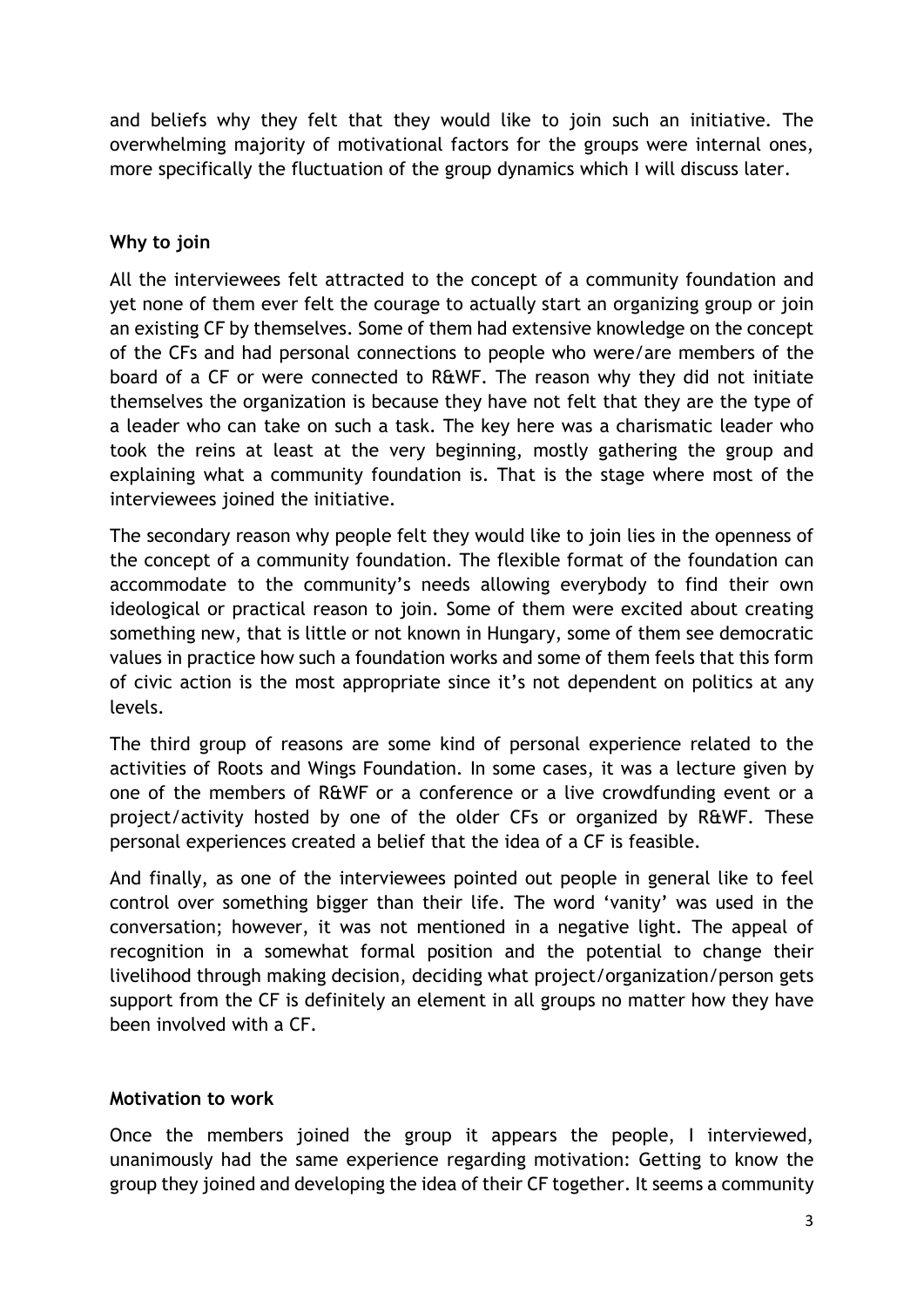and beliefs why they felt that they would like to join such an initiative. The overwhelming majority of motivational factors for the groups were internal ones, more specifically the fluctuation of the group dynamics which I will discuss later.

**Why to join**

All the interviewees felt attracted to the concept of a community foundation and yet none of them ever felt the courage to actually start an organizing group or join an existing CF by themselves. Some of them had extensive knowledge on the concept of the CFs and had personal connections to people who were/are members of the board of a CF or were connected to R&WF. The reason why they did not initiate themselves the organization is because they have not felt that they are the type of a leader who can take on such a task. The key here was a charismatic leader who took the reins at least at the very beginning, mostly gathering the group and explaining what a community foundation is. That is the stage where most of the interviewees joined the initiative.

The secondary reason why people felt they would like to join lies in the openness of the concept of a community foundation. The flexible format of the foundation can accommodate to the community's needs allowing everybody to find their own ideological or practical reason to join. Some of them were excited about creating something new, that is little or not known in Hungary, some of them see democratic values in practice how such a foundation works and some of them feels that this form of civic action is the most appropriate since it's not dependent on politics at any levels.

The third group of reasons are some kind of personal experience related to the activities of Roots and Wings Foundation. In some cases, it was a lecture given by one of the members of R&WF or a conference or a live crowdfunding event or a project/activity hosted by one of the older CFs or organized by R&WF. These personal experiences created a belief that the idea of a CF is feasible.

And finally, as one of the interviewees pointed out people in general like to feel control over something bigger than their life. The word 'vanity' was used in the conversation; however, it was not mentioned in a negative light. The appeal of recognition in a somewhat formal position and the potential to change their livelihood through making decision, deciding what project/organization/person gets support from the CF is definitely an element in all groups no matter how they have been involved with a CF.

**Motivation to work**

Once the members joined the group it appears the people, I interviewed, unanimously had the same experience regarding motivation: Getting to know the group they joined and developing the idea of their CF together. It seems a community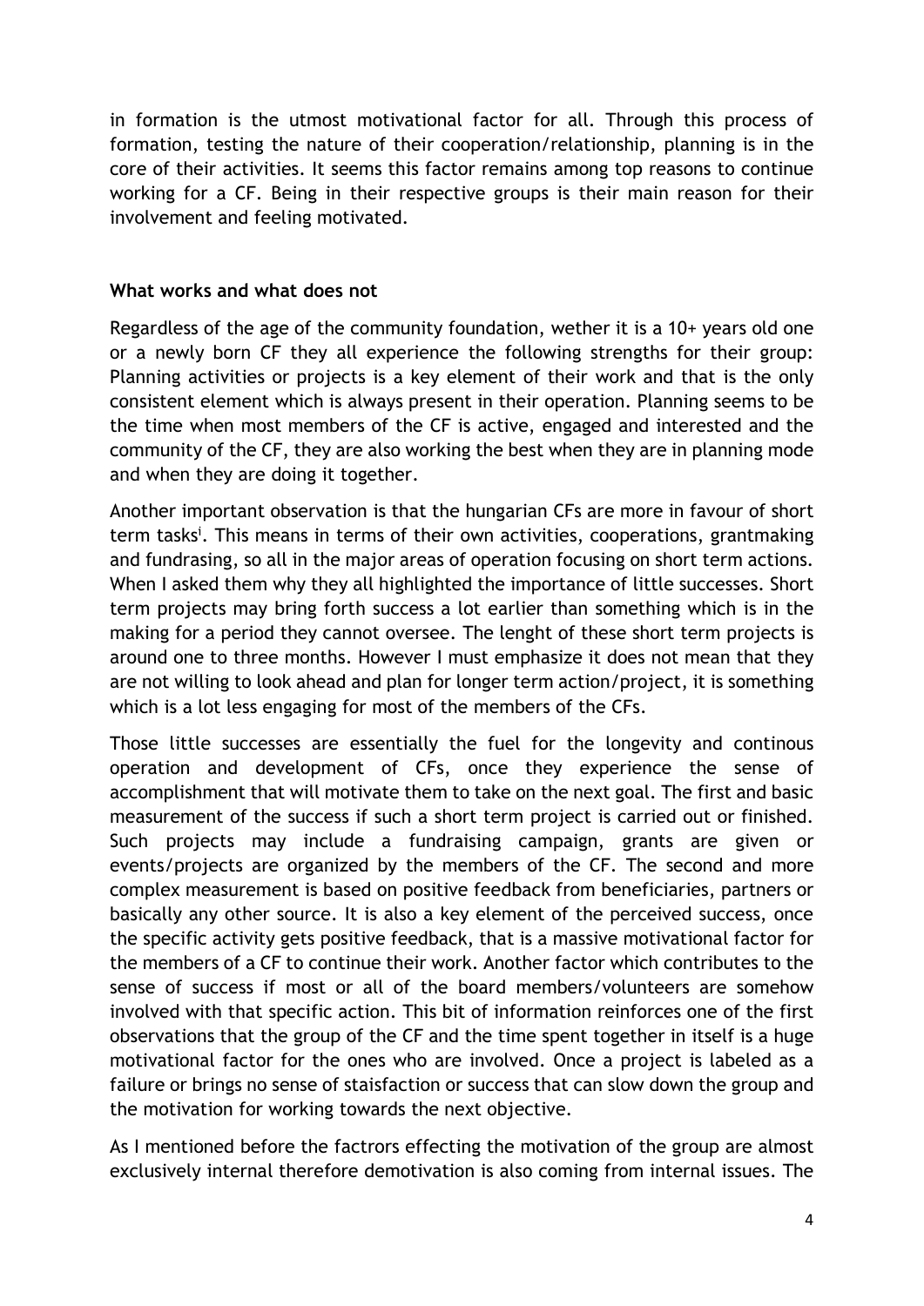in formation is the utmost motivational factor for all. Through this process of formation, testing the nature of their cooperation/relationship, planning is in the core of their activities. It seems this factor remains among top reasons to continue working for a CF. Being in their respective groups is their main reason for their involvement and feeling motivated.

**What works and what does not**

Regardless of the age of the community foundation, wether it is a 10+ years old one or a newly born CF they all experience the following strengths for their group: Planning activities or projects is a key element of their work and that is the only consistent element which is always present in their operation. Planning seems to be the time when most members of the CF is active, engaged and interested and the community of the CF, they are also working the best when they are in planning mode and when they are doing it together.

Another important observation is that the hungarian CFs are more in favour of short term tasks[i]. This means in terms of their own activities, cooperations, grantmaking and fundrasing, so all in the major areas of operation focusing on short term actions. When I asked them why they all highlighted the importance of little successes. Short term projects may bring forth success a lot earlier than something which is in the making for a period they cannot oversee. The lenght of these short term projects is around one to three months. However I must emphasize it does not mean that they are not willing to look ahead and plan for longer term action/project, it is something which is a lot less engaging for most of the members of the CFs.

Those little successes are essentially the fuel for the longevity and continous operation and development of CFs, once they experience the sense of accomplishment that will motivate them to take on the next goal. The first and basic measurement of the success if such a short term project is carried out or finished. Such projects may include a fundraising campaign, grants are given or events/projects are organized by the members of the CF. The second and more complex measurement is based on positive feedback from beneficiaries, partners or basically any other source. It is also a key element of the perceived success, once the specific activity gets positive feedback, that is a massive motivational factor for the members of a CF to continue their work. Another factor which contributes to the sense of success if most or all of the board members/volunteers are somehow involved with that specific action. This bit of information reinforces one of the first observations that the group of the CF and the time spent together in itself is a huge motivational factor for the ones who are involved. Once a project is labeled as a failure or brings no sense of staisfaction or success that can slow down the group and the motivation for working towards the next objective.

As I mentioned before the factrors effecting the motivation of the group are almost exclusively internal therefore demotivation is also coming from internal issues. The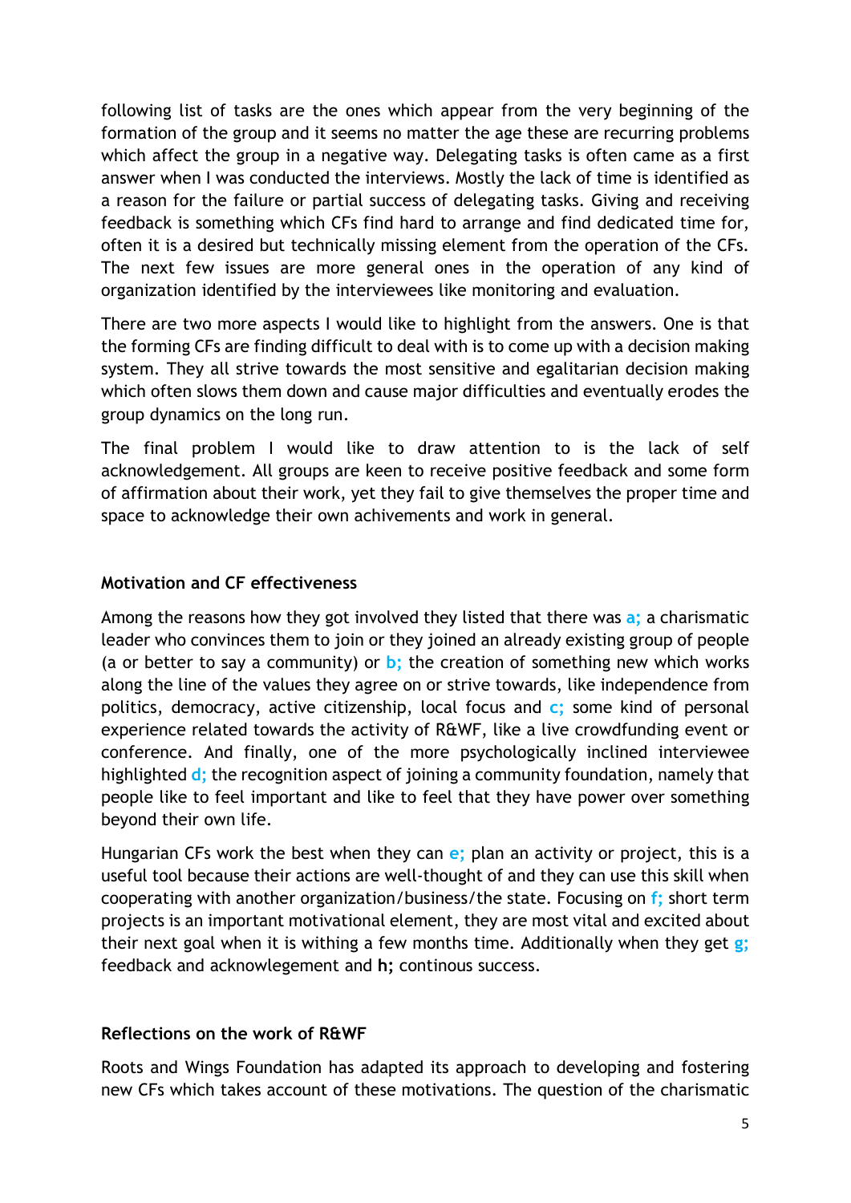following list of tasks are the ones which appear from the very beginning of the formation of the group and it seems no matter the age these are recurring problems which affect the group in a negative way. Delegating tasks is often came as a first answer when I was conducted the interviews. Mostly the lack of time is identified as a reason for the failure or partial success of delegating tasks. Giving and receiving feedback is something which CFs find hard to arrange and find dedicated time for, often it is a desired but technically missing element from the operation of the CFs. The next few issues are more general ones in the operation of any kind of organization identified by the interviewees like monitoring and evaluation.

There are two more aspects I would like to highlight from the answers. One is that the forming CFs are finding difficult to deal with is to come up with a decision making system. They all strive towards the most sensitive and egalitarian decision making which often slows them down and cause major difficulties and eventually erodes the group dynamics on the long run.

The final problem I would like to draw attention to is the lack of self acknowledgement. All groups are keen to receive positive feedback and some form of affirmation about their work, yet they fail to give themselves the proper time and space to acknowledge their own achivements and work in general.

### Motivation and CF effectiveness

Among the reasons how they got involved they listed that there was **a;** a charismatic leader who convinces them to join or they joined an already existing group of people (a or better to say a community) or **b;** the creation of something new which works along the line of the values they agree on or strive towards, like independence from politics, democracy, active citizenship, local focus and **c;** some kind of personal experience related towards the activity of R&WF, like a live crowdfunding event or conference. And finally, one of the more psychologically inclined interviewee highlighted **d;** the recognition aspect of joining a community foundation, namely that people like to feel important and like to feel that they have power over something beyond their own life.

Hungarian CFs work the best when they can **e;** plan an activity or project, this is a useful tool because their actions are well-thought of and they can use this skill when cooperating with another organization/business/the state. Focusing on **f;** short term projects is an important motivational element, they are most vital and excited about their next goal when it is withing a few months time. Additionally when they get **g;** feedback and acknowlegement and **h;** continous success.

### Reflections on the work of R&WF

Roots and Wings Foundation has adapted its approach to developing and fostering new CFs which takes account of these motivations. The question of the charismatic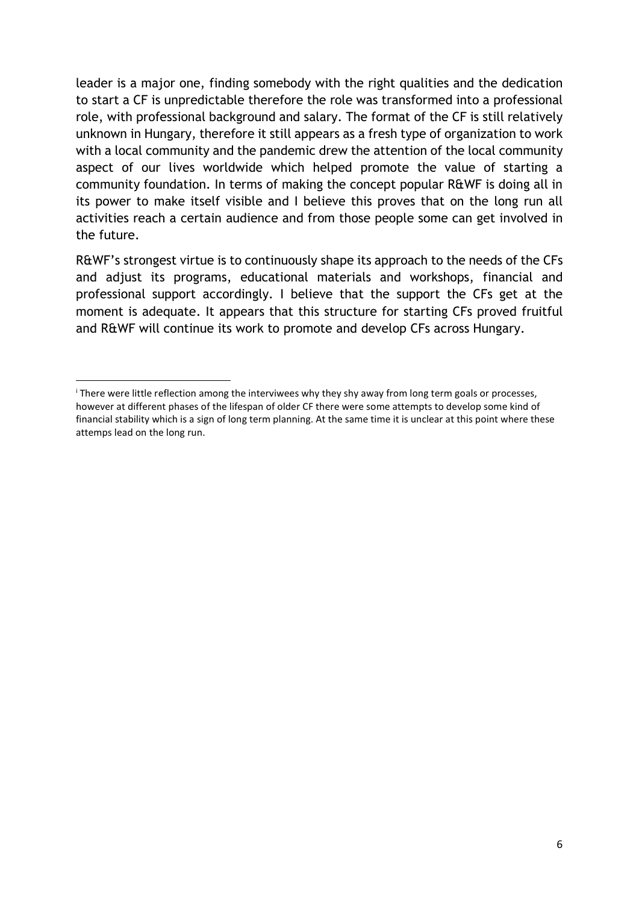leader is a major one, finding somebody with the right qualities and the dedication to start a CF is unpredictable therefore the role was transformed into a professional role, with professional background and salary. The format of the CF is still relatively unknown in Hungary, therefore it still appears as a fresh type of organization to work with a local community and the pandemic drew the attention of the local community aspect of our lives worldwide which helped promote the value of starting a community foundation. In terms of making the concept popular R&WF is doing all in its power to make itself visible and I believe this proves that on the long run all activities reach a certain audience and from those people some can get involved in the future.

R&WF's strongest virtue is to continuously shape its approach to the needs of the CFs and adjust its programs, educational materials and workshops, financial and professional support accordingly. I believe that the support the CFs get at the moment is adequate. It appears that this structure for starting CFs proved fruitful and R&WF will continue its work to promote and develop CFs across Hungary.

---

[i] There were little reflection among the interviwees why they shy away from long term goals or processes, however at different phases of the lifespan of older CF there were some attempts to develop some kind of financial stability which is a sign of long term planning. At the same time it is unclear at this point where these attemps lead on the long run.